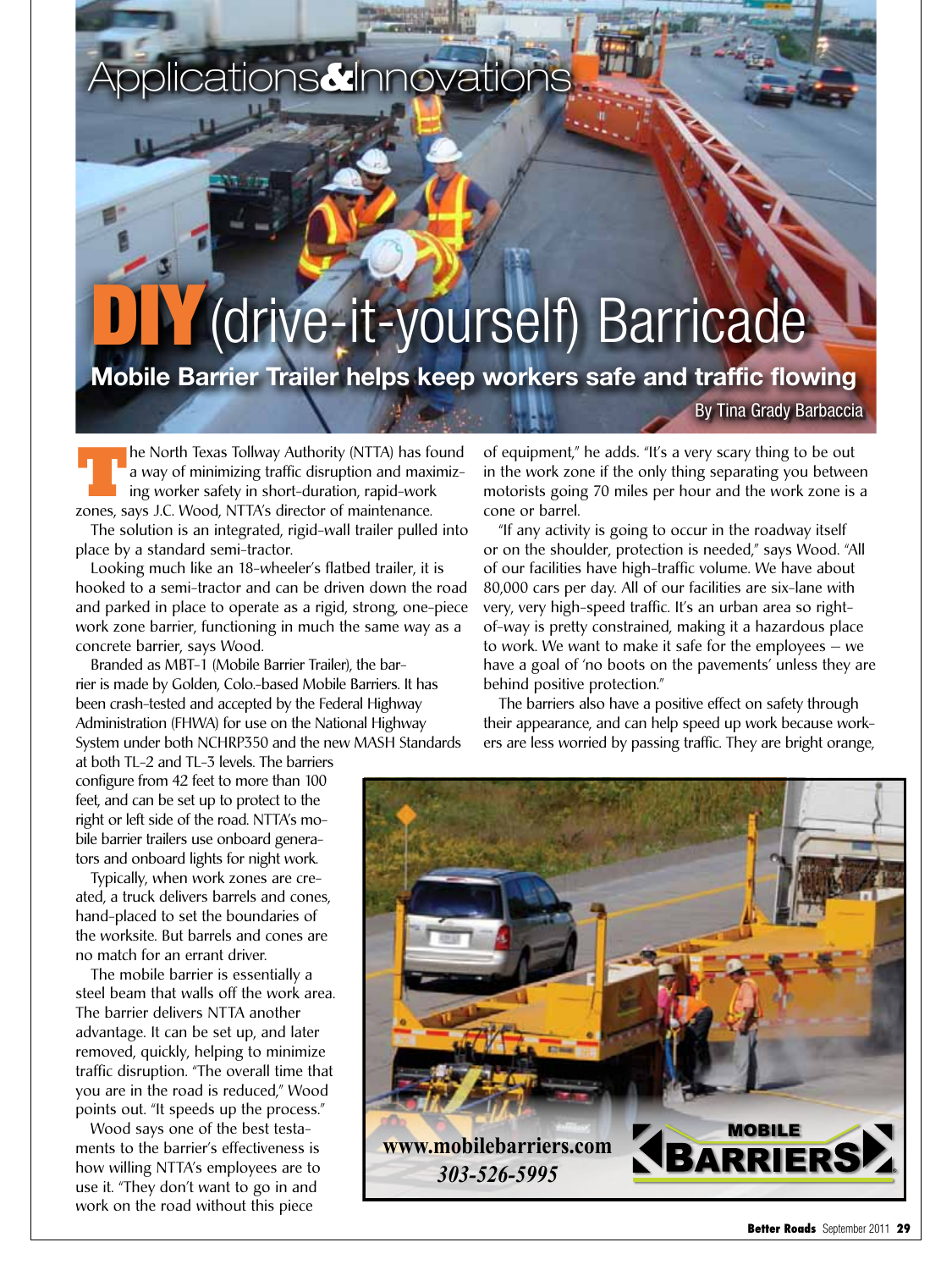Applications&Innovations

# DIY (drive-it-yourself) Barricade

## Mobile Barrier Trailer helps keep workers safe and traffic flowing

By Tina Grady Barbaccia

The North Texas Tollway Authority (NTTA) has found a way of minimizing traffic disruption and maximizing worker safety in short-duration, rapid-work zones, says J.C. Wood, NTTA's director of maintenance.

The solution is an integrated, rigid-wall trailer pulled into place by a standard semi-tractor.

Looking much like an 18-wheeler's flatbed trailer, it is hooked to a semi-tractor and can be driven down the road and parked in place to operate as a rigid, strong, one-piece work zone barrier, functioning in much the same way as a concrete barrier, says Wood.

Branded as MBT-1 (Mobile Barrier Trailer), the barrier is made by Golden, Colo.-based Mobile Barriers. It has been crash-tested and accepted by the Federal Highway Administration (FHWA) for use on the National Highway System under both NCHRP350 and the new MASH Standards at both TL-2 and TL-3 levels. The barriers configure from 42 feet to more than 100 feet, and can be set up to protect to the right or left side of the road. NTTA's mobile barrier trailers use onboard generators and onboard lights for night work.

Typically, when work zones are created, a truck delivers barrels and cones, hand-placed to set the boundaries of the worksite. But barrels and cones are no match for an errant driver.

The mobile barrier is essentially a steel beam that walls off the work area. The barrier delivers NTTA another advantage. It can be set up, and later removed, quickly, helping to minimize traffic disruption. "The overall time that you are in the road is reduced," Wood points out. "It speeds up the process."

Wood says one of the best testaments to the barrier's effectiveness is how willing NTTA's employees are to use it. "They don't want to go in and work on the road without this piece of equipment," he adds. "It's a very scary thing to be out in the work zone if the only thing separating you between motorists going 70 miles per hour and the work zone is a cone or barrel.

"If any activity is going to occur in the roadway itself or on the shoulder, protection is needed," says Wood. "All of our facilities have high-traffic volume. We have about 80,000 cars per day. All of our facilities are six-lane with very, very high-speed traffic. It's an urban area so right-of-way is pretty constrained, making it a hazardous place to work. We want to make it safe for the employees – we have a goal of 'no boots on the pavements' unless they are behind positive protection."

The barriers also have a positive effect on safety through their appearance, and can help speed up work because workers are less worried by passing traffic. They are bright orange,

www.mobilebarriers.com
303-526-5995

MOBILE BARRIERS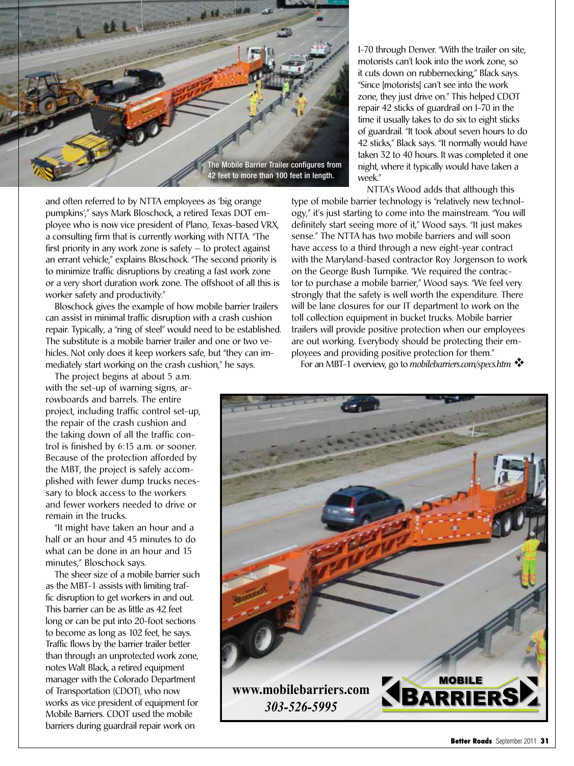The Mobile Barrier Trailer configures from 42 feet to more than 100 feet in length.

and often referred to by NTTA employees as 'big orange pumpkins'," says Mark Bloschock, a retired Texas DOT employee who is now vice president of Plano, Texas-based VRX, a consulting firm that is currently working with NTTA. "The first priority in any work zone is safety – to protect against an errant vehicle," explains Bloschock. "The second priority is to minimize traffic disruptions by creating a fast work zone or a very short duration work zone. The offshoot of all this is worker safety and productivity."

Bloschock gives the example of how mobile barrier trailers can assist in minimal traffic disruption with a crash cushion repair. Typically, a "ring of steel" would need to be established. The substitute is a mobile barrier trailer and one or two vehicles. Not only does it keep workers safe, but "they can immediately start working on the crash cushion," he says.

The project begins at about 5 a.m. with the set-up of warning signs, arrowboards and barrels. The entire project, including traffic control set-up, the repair of the crash cushion and the taking down of all the traffic control is finished by 6:15 a.m. or sooner. Because of the protection afforded by the MBT, the project is safely accomplished with fewer dump trucks necessary to block access to the workers and fewer workers needed to drive or remain in the trucks.

"It might have taken an hour and a half or an hour and 45 minutes to do what can be done in an hour and 15 minutes," Bloschock says.

The sheer size of a mobile barrier such as the MBT-1 assists with limiting traffic disruption to get workers in and out. This barrier can be as little as 42 feet long or can be put into 20-foot sections to become as long as 102 feet, he says. Traffic flows by the barrier trailer better than through an unprotected work zone, notes Walt Black, a retired equipment manager with the Colorado Department of Transportation (CDOT), who now works as vice president of equipment for Mobile Barriers. CDOT used the mobile barriers during guardrail repair work on I-70 through Denver. "With the trailer on site, motorists can't look into the work zone, so it cuts down on rubbernecking," Black says. "Since [motorists] can't see into the work zone, they just drive on." This helped CDOT repair 42 sticks of guardrail on I-70 in the time it usually takes to do six to eight sticks of guardrail. "It took about seven hours to do 42 sticks," Black says. "It normally would have taken 32 to 40 hours. It was completed it one night, where it typically would have taken a week."

NTTA's Wood adds that although this type of mobile barrier technology is "relatively new technology," it's just starting to come into the mainstream. "You will definitely start seeing more of it," Wood says. "It just makes sense." The NTTA has two mobile barriers and will soon have access to a third through a new eight-year contract with the Maryland-based contractor Roy Jorgenson to work on the George Bush Turnpike. "We required the contractor to purchase a mobile barrier," Wood says. "We feel very strongly that the safety is well worth the expenditure. There will be lane closures for our IT department to work on the toll collection equipment in bucket trucks. Mobile barrier trailers will provide positive protection when our employees are out working. Everybody should be protecting their employees and providing positive protection for them."

For an MBT-1 overview, go to *mobilebarriers.com/specs.htm* ❖

**www.mobilebarriers.com**
***303-526-5995***

MOBILE BARRIERS®